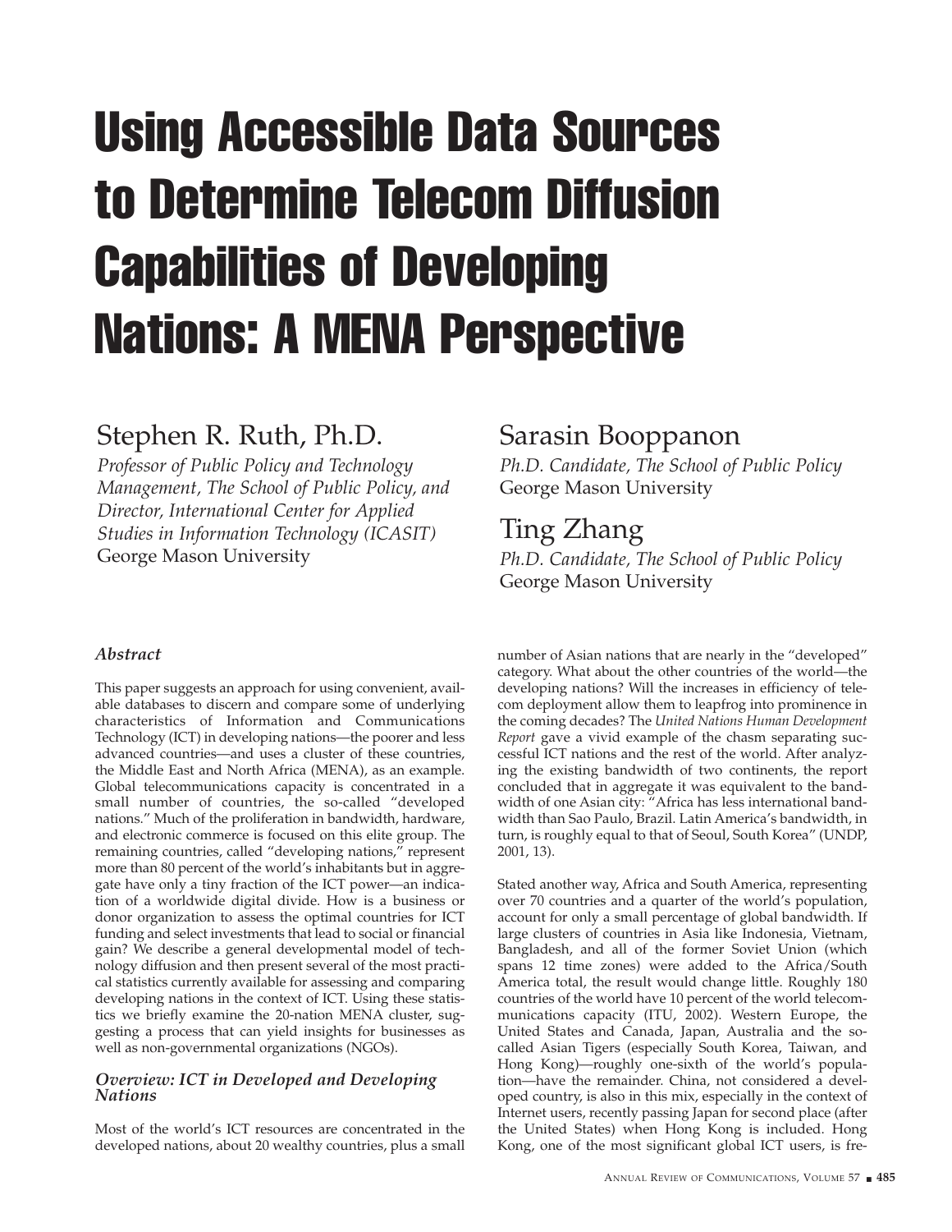# Using Accessible Data Sources to Determine Telecom Diffusion Capabilities of Developing Nations: A MENA Perspective

## Stephen R. Ruth, Ph.D.

*Professor of Public Policy and Technology Management, The School of Public Policy, and Director, International Center for Applied Studies in Information Technology (ICASIT)*
George Mason University

## Sarasin Booppanon

*Ph.D. Candidate, The School of Public Policy*
George Mason University

## Ting Zhang

*Ph.D. Candidate, The School of Public Policy*
George Mason University

### *Abstract*

This paper suggests an approach for using convenient, available databases to discern and compare some of underlying characteristics of Information and Communications Technology (ICT) in developing nations—the poorer and less advanced countries—and uses a cluster of these countries, the Middle East and North Africa (MENA), as an example. Global telecommunications capacity is concentrated in a small number of countries, the so-called "developed nations." Much of the proliferation in bandwidth, hardware, and electronic commerce is focused on this elite group. The remaining countries, called "developing nations," represent more than 80 percent of the world's inhabitants but in aggregate have only a tiny fraction of the ICT power—an indication of a worldwide digital divide. How is a business or donor organization to assess the optimal countries for ICT funding and select investments that lead to social or financial gain? We describe a general developmental model of technology diffusion and then present several of the most practical statistics currently available for assessing and comparing developing nations in the context of ICT. Using these statistics we briefly examine the 20-nation MENA cluster, suggesting a process that can yield insights for businesses as well as non-governmental organizations (NGOs).

### *Overview: ICT in Developed and Developing Nations*

Most of the world's ICT resources are concentrated in the developed nations, about 20 wealthy countries, plus a small number of Asian nations that are nearly in the "developed" category. What about the other countries of the world—the developing nations? Will the increases in efficiency of telecom deployment allow them to leapfrog into prominence in the coming decades? The *United Nations Human Development Report* gave a vivid example of the chasm separating successful ICT nations and the rest of the world. After analyzing the existing bandwidth of two continents, the report concluded that in aggregate it was equivalent to the bandwidth of one Asian city: "Africa has less international bandwidth than Sao Paulo, Brazil. Latin America's bandwidth, in turn, is roughly equal to that of Seoul, South Korea" (UNDP, 2001, 13).

Stated another way, Africa and South America, representing over 70 countries and a quarter of the world's population, account for only a small percentage of global bandwidth. If large clusters of countries in Asia like Indonesia, Vietnam, Bangladesh, and all of the former Soviet Union (which spans 12 time zones) were added to the Africa/South America total, the result would change little. Roughly 180 countries of the world have 10 percent of the world telecommunications capacity (ITU, 2002). Western Europe, the United States and Canada, Japan, Australia and the so-called Asian Tigers (especially South Korea, Taiwan, and Hong Kong)—roughly one-sixth of the world's population—have the remainder. China, not considered a developed country, is also in this mix, especially in the context of Internet users, recently passing Japan for second place (after the United States) when Hong Kong is included. Hong Kong, one of the most significant global ICT users, is fre-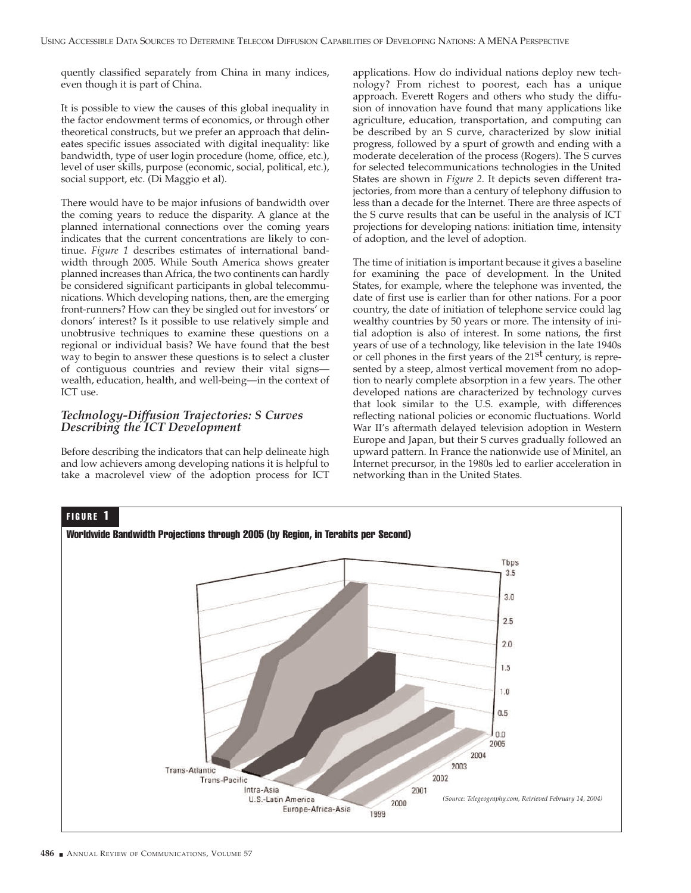quently classified separately from China in many indices, even though it is part of China.

It is possible to view the causes of this global inequality in the factor endowment terms of economics, or through other theoretical constructs, but we prefer an approach that delineates specific issues associated with digital inequality: like bandwidth, type of user login procedure (home, office, etc.), level of user skills, purpose (economic, social, political, etc.), social support, etc. (Di Maggio et al).

There would have to be major infusions of bandwidth over the coming years to reduce the disparity. A glance at the planned international connections over the coming years indicates that the current concentrations are likely to continue. *Figure 1* describes estimates of international bandwidth through 2005. While South America shows greater planned increases than Africa, the two continents can hardly be considered significant participants in global telecommunications. Which developing nations, then, are the emerging front-runners? How can they be singled out for investors' or donors' interest? Is it possible to use relatively simple and unobtrusive techniques to examine these questions on a regional or individual basis? We have found that the best way to begin to answer these questions is to select a cluster of contiguous countries and review their vital signs—wealth, education, health, and well-being—in the context of ICT use.

## *Technology-Diffusion Trajectories: S Curves Describing the ICT Development*

Before describing the indicators that can help delineate high and low achievers among developing nations it is helpful to take a macrolevel view of the adoption process for ICT applications. How do individual nations deploy new technology? From richest to poorest, each has a unique approach. Everett Rogers and others who study the diffusion of innovation have found that many applications like agriculture, education, transportation, and computing can be described by an S curve, characterized by slow initial progress, followed by a spurt of growth and ending with a moderate deceleration of the process (Rogers). The S curves for selected telecommunications technologies in the United States are shown in *Figure 2*. It depicts seven different trajectories, from more than a century of telephony diffusion to less than a decade for the Internet. There are three aspects of the S curve results that can be useful in the analysis of ICT projections for developing nations: initiation time, intensity of adoption, and the level of adoption.

The time of initiation is important because it gives a baseline for examining the pace of development. In the United States, for example, where the telephone was invented, the date of first use is earlier than for other nations. For a poor country, the date of initiation of telephone service could lag wealthy countries by 50 years or more. The intensity of initial adoption is also of interest. In some nations, the first years of use of a technology, like television in the late 1940s or cell phones in the first years of the 21st century, is represented by a steep, almost vertical movement from no adoption to nearly complete absorption in a few years. The other developed nations are characterized by technology curves that look similar to the U.S. example, with differences reflecting national policies or economic fluctuations. World War II's aftermath delayed television adoption in Western Europe and Japan, but their S curves gradually followed an upward pattern. In France the nationwide use of Minitel, an Internet precursor, in the 1980s led to earlier acceleration in networking than in the United States.

**FIGURE 1**

**Worldwide Bandwidth Projections through 2005 (by Region, in Terabits per Second)**

(Source: Telegeography.com, Retrieved February 14, 2004)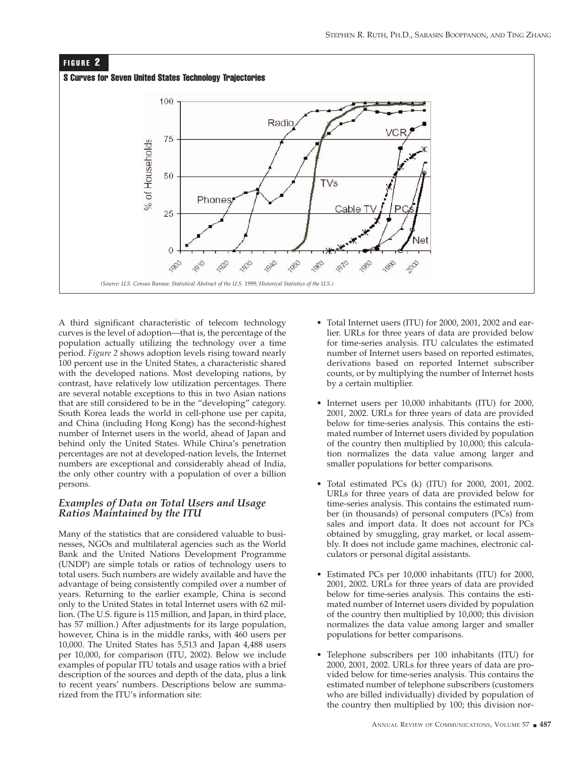**FIGURE 2**

**S Curves for Seven United States Technology Trajectories**

*(Source: U.S. Census Bureau: Statistical Abstract of the U.S. 1999; Historical Statistics of the U.S.)*

A third significant characteristic of telecom technology curves is the level of adoption—that is, the percentage of the population actually utilizing the technology over a time period. *Figure 2* shows adoption levels rising toward nearly 100 percent use in the United States, a characteristic shared with the developed nations. Most developing nations, by contrast, have relatively low utilization percentages. There are several notable exceptions to this in two Asian nations that are still considered to be in the "developing" category. South Korea leads the world in cell-phone use per capita, and China (including Hong Kong) has the second-highest number of Internet users in the world, ahead of Japan and behind only the United States. While China's penetration percentages are not at developed-nation levels, the Internet numbers are exceptional and considerably ahead of India, the only other country with a population of over a billion persons.

### *Examples of Data on Total Users and Usage Ratios Maintained by the ITU*

Many of the statistics that are considered valuable to businesses, NGOs and multilateral agencies such as the World Bank and the United Nations Development Programme (UNDP) are simple totals or ratios of technology users to total users. Such numbers are widely available and have the advantage of being consistently compiled over a number of years. Returning to the earlier example, China is second only to the United States in total Internet users with 62 million. (The U.S. figure is 115 million, and Japan, in third place, has 57 million.) After adjustments for its large population, however, China is in the middle ranks, with 460 users per 10,000. The United States has 5,513 and Japan 4,488 users per 10,000, for comparison (ITU, 2002). Below we include examples of popular ITU totals and usage ratios with a brief description of the sources and depth of the data, plus a link to recent years' numbers. Descriptions below are summarized from the ITU's information site:

- Total Internet users (ITU) for 2000, 2001, 2002 and earlier. URLs for three years of data are provided below for time-series analysis. ITU calculates the estimated number of Internet users based on reported estimates, derivations based on reported Internet subscriber counts, or by multiplying the number of Internet hosts by a certain multiplier.

- Internet users per 10,000 inhabitants (ITU) for 2000, 2001, 2002. URLs for three years of data are provided below for time-series analysis. This contains the estimated number of Internet users divided by population of the country then multiplied by 10,000; this calculation normalizes the data value among larger and smaller populations for better comparisons.

- Total estimated PCs (k) (ITU) for 2000, 2001, 2002. URLs for three years of data are provided below for time-series analysis. This contains the estimated number (in thousands) of personal computers (PCs) from sales and import data. It does not account for PCs obtained by smuggling, gray market, or local assembly. It does not include game machines, electronic calculators or personal digital assistants.

- Estimated PCs per 10,000 inhabitants (ITU) for 2000, 2001, 2002. URLs for three years of data are provided below for time-series analysis. This contains the estimated number of Internet users divided by population of the country then multiplied by 10,000; this division normalizes the data value among larger and smaller populations for better comparisons.

- Telephone subscribers per 100 inhabitants (ITU) for 2000, 2001, 2002. URLs for three years of data are provided below for time-series analysis. This contains the estimated number of telephone subscribers (customers who are billed individually) divided by population of the country then multiplied by 100; this division nor-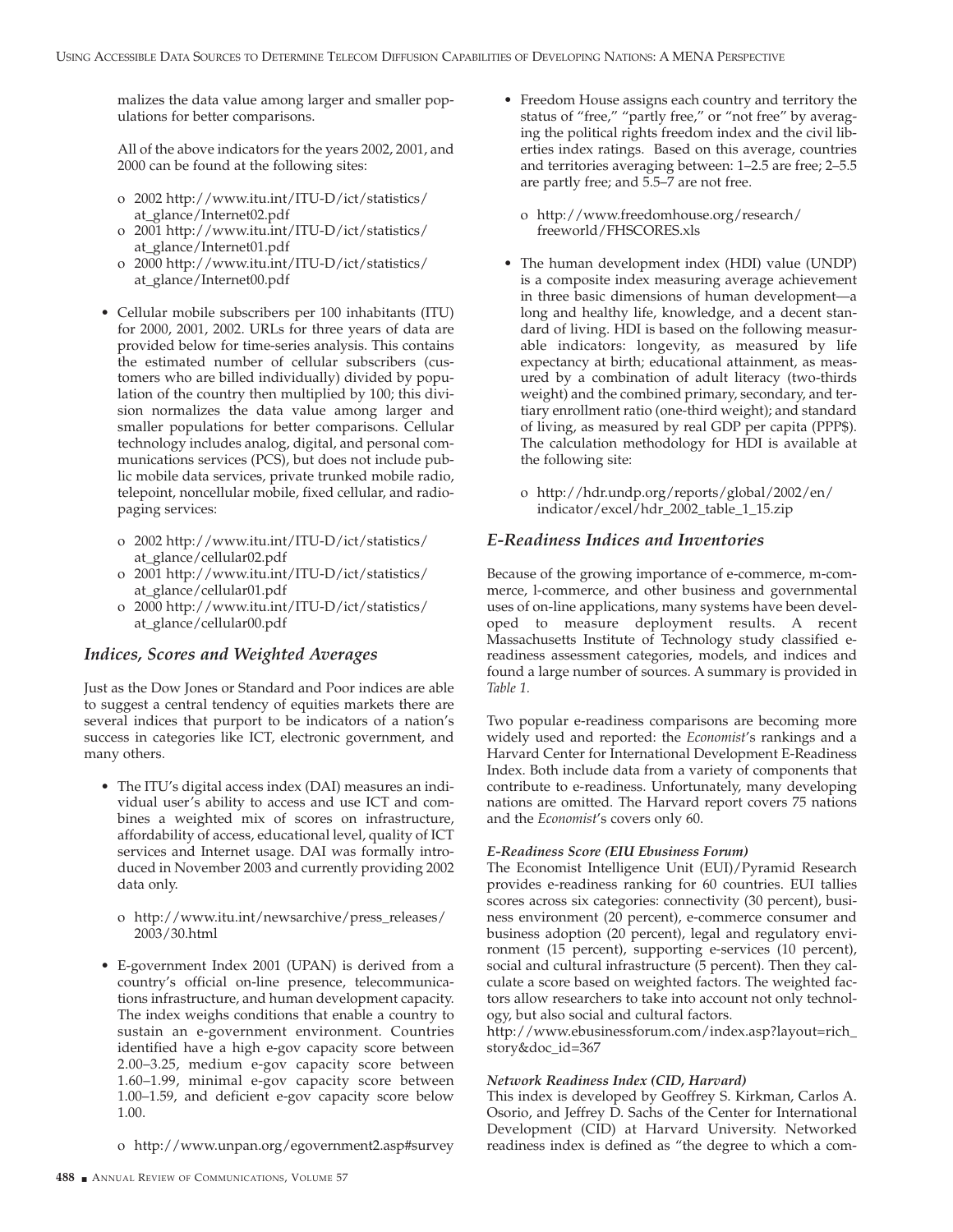malizes the data value among larger and smaller populations for better comparisons.

All of the above indicators for the years 2002, 2001, and 2000 can be found at the following sites:

- o 2002 http://www.itu.int/ITU-D/ict/statistics/at_glance/Internet02.pdf
- o 2001 http://www.itu.int/ITU-D/ict/statistics/at_glance/Internet01.pdf
- o 2000 http://www.itu.int/ITU-D/ict/statistics/at_glance/Internet00.pdf

- Cellular mobile subscribers per 100 inhabitants (ITU) for 2000, 2001, 2002. URLs for three years of data are provided below for time-series analysis. This contains the estimated number of cellular subscribers (customers who are billed individually) divided by population of the country then multiplied by 100; this division normalizes the data value among larger and smaller populations for better comparisons. Cellular technology includes analog, digital, and personal communications services (PCS), but does not include public mobile data services, private trunked mobile radio, telepoint, noncellular mobile, fixed cellular, and radiopaging services:

  - o 2002 http://www.itu.int/ITU-D/ict/statistics/at_glance/cellular02.pdf
  - o 2001 http://www.itu.int/ITU-D/ict/statistics/at_glance/cellular01.pdf
  - o 2000 http://www.itu.int/ITU-D/ict/statistics/at_glance/cellular00.pdf

### *Indices, Scores and Weighted Averages*

Just as the Dow Jones or Standard and Poor indices are able to suggest a central tendency of equities markets there are several indices that purport to be indicators of a nation's success in categories like ICT, electronic government, and many others.

- The ITU's digital access index (DAI) measures an individual user's ability to access and use ICT and combines a weighted mix of scores on infrastructure, affordability of access, educational level, quality of ICT services and Internet usage. DAI was formally introduced in November 2003 and currently providing 2002 data only.

  - o http://www.itu.int/newsarchive/press_releases/2003/30.html

- E-government Index 2001 (UPAN) is derived from a country's official on-line presence, telecommunications infrastructure, and human development capacity. The index weighs conditions that enable a country to sustain an e-government environment. Countries identified have a high e-gov capacity score between 2.00–3.25, medium e-gov capacity score between 1.60–1.99, minimal e-gov capacity score between 1.00–1.59, and deficient e-gov capacity score below 1.00.

  - o http://www.unpan.org/egovernment2.asp#survey

- Freedom House assigns each country and territory the status of "free," "partly free," or "not free" by averaging the political rights freedom index and the civil liberties index ratings. Based on this average, countries and territories averaging between: 1–2.5 are free; 2–5.5 are partly free; and 5.5–7 are not free.

  - o http://www.freedomhouse.org/research/freeworld/FHSCORES.xls

- The human development index (HDI) value (UNDP) is a composite index measuring average achievement in three basic dimensions of human development—a long and healthy life, knowledge, and a decent standard of living. HDI is based on the following measurable indicators: longevity, as measured by life expectancy at birth; educational attainment, as measured by a combination of adult literacy (two-thirds weight) and the combined primary, secondary, and tertiary enrollment ratio (one-third weight); and standard of living, as measured by real GDP per capita (PPP$). The calculation methodology for HDI is available at the following site:

  - o http://hdr.undp.org/reports/global/2002/en/indicator/excel/hdr_2002_table_1_15.zip

### *E-Readiness Indices and Inventories*

Because of the growing importance of e-commerce, m-commerce, l-commerce, and other business and governmental uses of on-line applications, many systems have been developed to measure deployment results. A recent Massachusetts Institute of Technology study classified e-readiness assessment categories, models, and indices and found a large number of sources. A summary is provided in *Table 1.*

Two popular e-readiness comparisons are becoming more widely used and reported: the *Economist*'s rankings and a Harvard Center for International Development E-Readiness Index. Both include data from a variety of components that contribute to e-readiness. Unfortunately, many developing nations are omitted. The Harvard report covers 75 nations and the *Economist*'s covers only 60.

#### *E-Readiness Score (EIU Ebusiness Forum)*

The Economist Intelligence Unit (EUI)/Pyramid Research provides e-readiness ranking for 60 countries. EUI tallies scores across six categories: connectivity (30 percent), business environment (20 percent), e-commerce consumer and business adoption (20 percent), legal and regulatory environment (15 percent), supporting e-services (10 percent), social and cultural infrastructure (5 percent). Then they calculate a score based on weighted factors. The weighted factors allow researchers to take into account not only technology, but also social and cultural factors.
http://www.ebusinessforum.com/index.asp?layout=rich_story&doc_id=367

#### *Network Readiness Index (CID, Harvard)*

This index is developed by Geoffrey S. Kirkman, Carlos A. Osorio, and Jeffrey D. Sachs of the Center for International Development (CID) at Harvard University. Networked readiness index is defined as "the degree to which a com-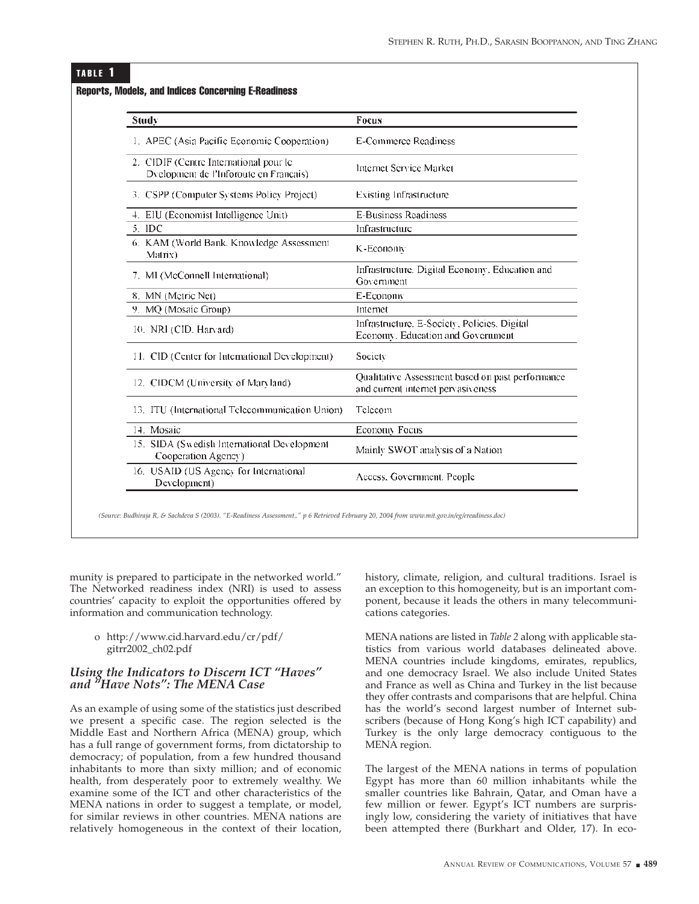**TABLE 1**

**Reports, Models, and Indices Concerning E-Readiness**

| Study | Focus |
|---|---|
| 1. APEC (Asia Pacific Economic Cooperation) | E-Commerce Readiness |
| 2. CIDIF (Centre International pour le Dvelopment de l'Inforoute en Francais) | Internet Service Market |
| 3. CSPP (Computer Systems Policy Project) | Existing Infrastructure |
| 4. EIU (Economist Intelligence Unit) | E-Business Readiness |
| 5. IDC | Infrastructure |
| 6. KAM (World Bank, Knowledge Assessment Matrix) | K-Economy |
| 7. MI (McConnell International) | Infrastructure, Digital Economy, Education and Government |
| 8. MN (Metric Net) | E-Economy |
| 9. MQ (Mosaic Group) | Internet |
| 10. NRI (CID, Harvard) | Infrastructure, E-Society, Policies, Digital Economy, Education and Government |
| 11. CID (Center for International Development) | Society |
| 12. CIDCM (University of Maryland) | Qualitative Assessment based on past performance and current internet pervasiveness |
| 13. ITU (International Telecommunication Union) | Telecom |
| 14. Mosaic | Economy Focus |
| 15. SIDA (Swedish International Development Cooperation Agency) | Mainly SWOT analysis of a Nation |
| 16. USAID (US Agency for International Development) | Access, Government, People |

*(Source: Budhiraja R, & Sachdeva S (2003). "E-Readiness Assessment,." p 6 Retrieved February 20, 2004 from www.mit.gov.in/eg/ereadiness.doc)*

munity is prepared to participate in the networked world." The Networked readiness index (NRI) is used to assess countries' capacity to exploit the opportunities offered by information and communication technology.

- http://www.cid.harvard.edu/cr/pdf/gitrr2002_ch02.pdf

### Using the Indicators to Discern ICT "Haves" and "Have Nots": The MENA Case

As an example of using some of the statistics just described we present a specific case. The region selected is the Middle East and Northern Africa (MENA) group, which has a full range of government forms, from dictatorship to democracy; of population, from a few hundred thousand inhabitants to more than sixty million; and of economic health, from desperately poor to extremely wealthy. We examine some of the ICT and other characteristics of the MENA nations in order to suggest a template, or model, for similar reviews in other countries. MENA nations are relatively homogeneous in the context of their location, history, climate, religion, and cultural traditions. Israel is an exception to this homogeneity, but is an important component, because it leads the others in many telecommunications categories.

MENA nations are listed in *Table 2* along with applicable statistics from various world databases delineated above. MENA countries include kingdoms, emirates, republics, and one democracy Israel. We also include United States and France as well as China and Turkey in the list because they offer contrasts and comparisons that are helpful. China has the world's second largest number of Internet subscribers (because of Hong Kong's high ICT capability) and Turkey is the only large democracy contiguous to the MENA region.

The largest of the MENA nations in terms of population Egypt has more than 60 million inhabitants while the smaller countries like Bahrain, Qatar, and Oman have a few million or fewer. Egypt's ICT numbers are surprisingly low, considering the variety of initiatives that have been attempted there (Burkhart and Older, 17). In eco-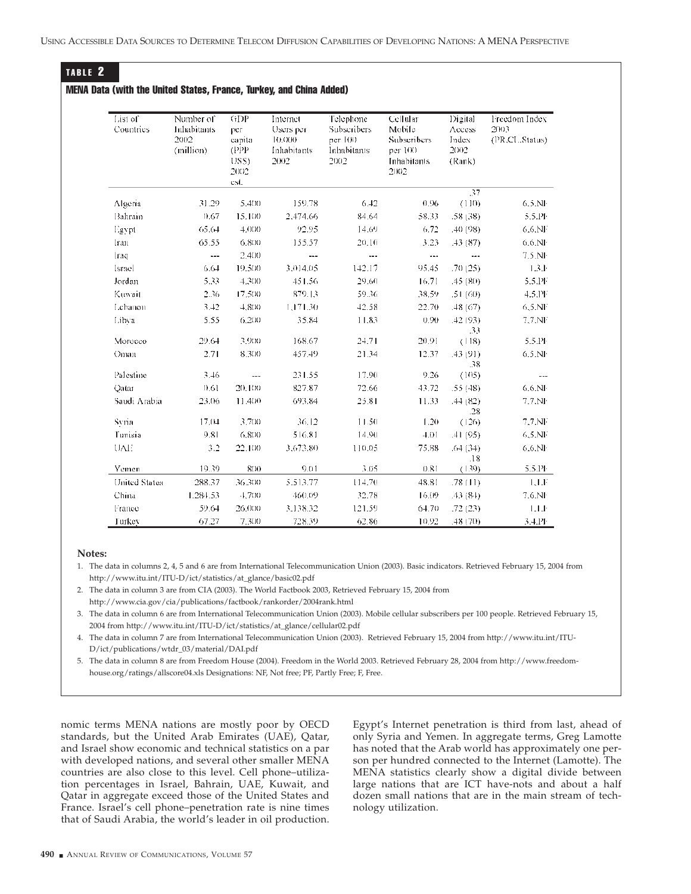**TABLE 2**

**MENA Data (with the United States, France, Turkey, and China Added)**

| List of Countries | Number of Inhabitants 2002 (million) | GDP per capita (PPP US$) 2002 est. | Internet Users per 10,000 Inhabitants 2002 | Telephone Subscribers per 100 Inhabitants 2002 | Cellular Mobile Subscribers per 100 Inhabitants 2002 | Digital Access Index 2002 (Rank) | Freedom Index 2003 (PR,CL,Status) |
|---|---|---|---|---|---|---|---|
| Algeria | 31.29 | 5,400 | 159.78 | 6.42 | 0.96 | .37 (110) | 6.5.NF |
| Bahrain | 0.67 | 15,100 | 2,474.66 | 84.64 | 58.33 | .58 (38) | 5.5.PF |
| Egypt | 65.64 | 4,000 | 92.95 | 14.69 | 6.72 | .40 (98) | 6.6.NF |
| Iran | 65.55 | 6,800 | 155.57 | 20.10 | 3.23 | .43 (87) | 6.6.NF |
| Iraq | --- | 2,400 | --- | --- | --- | --- | 7.5.NF |
| Israel | 6.64 | 19,500 | 3,014.05 | 142.17 | 95.45 | .70 (25) | 1.3.F |
| Jordan | 5.33 | 4,300 | 451.56 | 29.60 | 16.71 | .45 (80) | 5.5.PF |
| Kuwait | 2.36 | 17,500 | 879.13 | 59.36 | 38.59 | .51 (60) | 4.5.PF |
| Lebanon | 3.42 | 4,800 | 1,171.30 | 42.58 | 22.70 | .48 (67) | 6.5.NF |
| Libya | 5.55 | 6,200 | 35.84 | 11.83 | 0.90 | .42 (93) | 7.7.NF |
| Morocco | 29.64 | 3,900 | 168.67 | 24.71 | 20.91 | .33 (118) | 5.5.PF |
| Oman | 2.71 | 8,300 | 457.49 | 21.34 | 12.37 | .43 (91) | 6.5.NF |
| Palestine | 3.46 | --- | 231.55 | 17.90 | 9.26 | .38 (105) | --- |
| Qatar | 0.61 | 20,100 | 827.87 | 72.66 | 43.72 | .55 (48) | 6.6.NF |
| Saudi Arabia | 23.06 | 11,400 | 693.84 | 25.81 | 11.33 | .44 (82) | 7.7.NF |
| Syria | 17.04 | 3,700 | 36.12 | 11.50 | 1.20 | .28 (126) | 7.7.NF |
| Tunisia | 9.81 | 6,800 | 516.81 | 14.90 | 4.01 | .41 (95) | 6.5.NF |
| UAE | 3.2 | 22,100 | 3,673.80 | 110.05 | 75.88 | .64 (34) | 6.6.NF |
| Yemen | 19.39 | 800 | 9.01 | 3.05 | 0.81 | .18 (139) | 5.5.PF |
| United States | 288.37 | 36,300 | 5,513.77 | 114.70 | 48.81 | .78 (11) | 1.1.F |
| China | 1,284.53 | 4,700 | 460.09 | 32.78 | 16.09 | .43 (84) | 7.6.NF |
| France | 59.64 | 26,000 | 3,138.32 | 121.59 | 64.70 | .72 (23) | 1.1.F |
| Turkey | 67.27 | 7,300 | 728.39 | 62.86 | 10.92 | .48 (70) | 3.4.PF |

**Notes:**

1. The data in columns 2, 4, 5 and 6 are from International Telecommunication Union (2003). Basic indicators. Retrieved February 15, 2004 from http://www.itu.int/ITU-D/ict/statistics/at_glance/basic02.pdf
2. The data in column 3 are from CIA (2003). The World Factbook 2003, Retrieved February 15, 2004 from http://www.cia.gov/cia/publications/factbook/rankorder/2004rank.html
3. The data in column 6 are from International Telecommunication Union (2003). Mobile cellular subscribers per 100 people. Retrieved February 15, 2004 from http://www.itu.int/ITU-D/ict/statistics/at_glance/cellular02.pdf
4. The data in column 7 are from International Telecommunication Union (2003). Retrieved February 15, 2004 from http://www.itu.int/ITU-D/ict/publications/wtdr_03/material/DAI.pdf
5. The data in column 8 are from Freedom House (2004). Freedom in the World 2003. Retrieved February 28, 2004 from http://www.freedom-house.org/ratings/allscore04.xls Designations: NF, Not free; PF, Partly Free; F, Free.

nomic terms MENA nations are mostly poor by OECD standards, but the United Arab Emirates (UAE), Qatar, and Israel show economic and technical statistics on a par with developed nations, and several other smaller MENA countries are also close to this level. Cell phone–utilization percentages in Israel, Bahrain, UAE, Kuwait, and Qatar in aggregate exceed those of the United States and France. Israel's cell phone–penetration rate is nine times that of Saudi Arabia, the world's leader in oil production. Egypt's Internet penetration is third from last, ahead of only Syria and Yemen. In aggregate terms, Greg Lamotte has noted that the Arab world has approximately one person per hundred connected to the Internet (Lamotte). The MENA statistics clearly show a digital divide between large nations that are ICT have-nots and about a half dozen small nations that are in the main stream of technology utilization.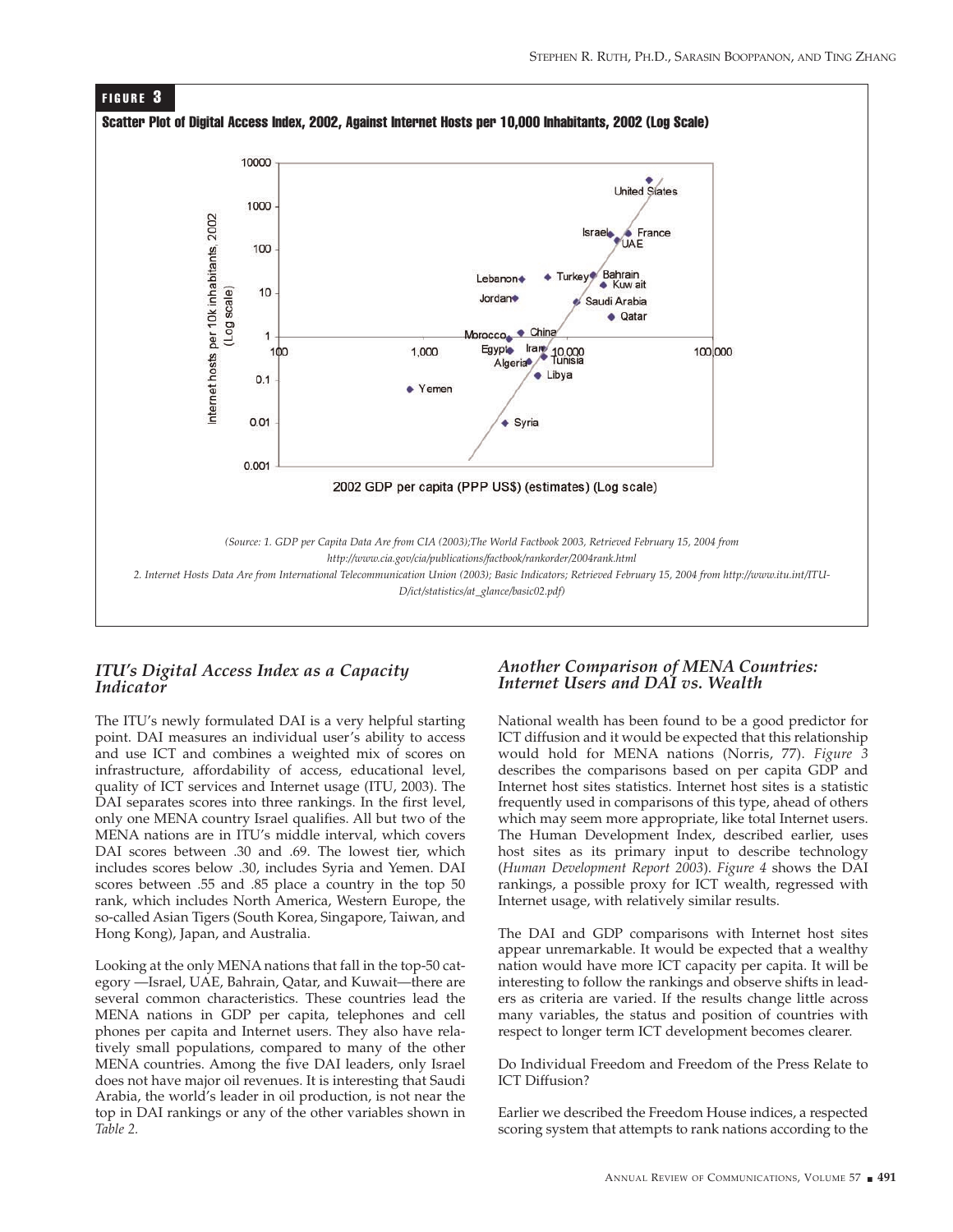**FIGURE 3**

**Scatter Plot of Digital Access Index, 2002, Against Internet Hosts per 10,000 Inhabitants, 2002 (Log Scale)**

*(Source: 1. GDP per Capita Data Are from CIA (2003);The World Factbook 2003, Retrieved February 15, 2004 from http://www.cia.gov/cia/publications/factbook/rankorder/2004rank.html*
*2. Internet Hosts Data Are from International Telecommunication Union (2003); Basic Indicators; Retrieved February 15, 2004 from http://www.itu.int/ITU-D/ict/statistics/at_glance/basic02.pdf)*

## *ITU's Digital Access Index as a Capacity Indicator*

The ITU's newly formulated DAI is a very helpful starting point. DAI measures an individual user's ability to access and use ICT and combines a weighted mix of scores on infrastructure, affordability of access, educational level, quality of ICT services and Internet usage (ITU, 2003). The DAI separates scores into three rankings. In the first level, only one MENA country Israel qualifies. All but two of the MENA nations are in ITU's middle interval, which covers DAI scores between .30 and .69. The lowest tier, which includes scores below .30, includes Syria and Yemen. DAI scores between .55 and .85 place a country in the top 50 rank, which includes North America, Western Europe, the so-called Asian Tigers (South Korea, Singapore, Taiwan, and Hong Kong), Japan, and Australia.

Looking at the only MENA nations that fall in the top-50 category —Israel, UAE, Bahrain, Qatar, and Kuwait—there are several common characteristics. These countries lead the MENA nations in GDP per capita, telephones and cell phones per capita and Internet users. They also have relatively small populations, compared to many of the other MENA countries. Among the five DAI leaders, only Israel does not have major oil revenues. It is interesting that Saudi Arabia, the world's leader in oil production, is not near the top in DAI rankings or any of the other variables shown in *Table 2*.

## *Another Comparison of MENA Countries: Internet Users and DAI vs. Wealth*

National wealth has been found to be a good predictor for ICT diffusion and it would be expected that this relationship would hold for MENA nations (Norris, 77). *Figure 3* describes the comparisons based on per capita GDP and Internet host sites. Internet host sites is a statistic frequently used in comparisons of this type, ahead of others which may seem more appropriate, like total Internet users. The Human Development Index, described earlier, uses host sites as its primary input to describe technology (*Human Development Report 2003*). *Figure 4* shows the DAI rankings, a possible proxy for ICT wealth, regressed with Internet usage, with relatively similar results.

The DAI and GDP comparisons with Internet host sites appear unremarkable. It would be expected that a wealthy nation would have more ICT capacity per capita. It will be interesting to follow the rankings and observe shifts in leaders as criteria are varied. If the results change little across many variables, the status and position of countries with respect to longer term ICT development becomes clearer.

Do Individual Freedom and Freedom of the Press Relate to ICT Diffusion?

Earlier we described the Freedom House indices, a respected scoring system that attempts to rank nations according to the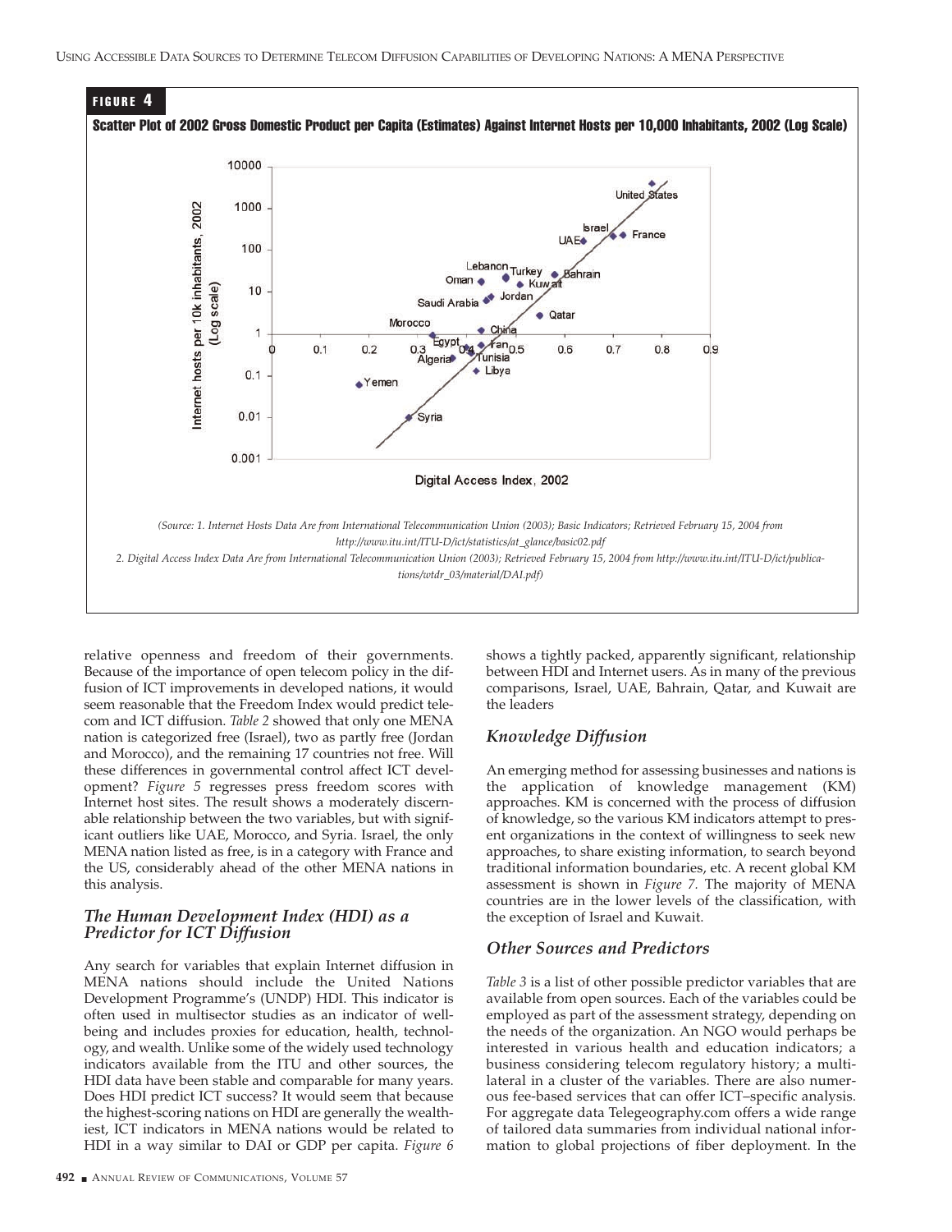**FIGURE 4**

**Scatter Plot of 2002 Gross Domestic Product per Capita (Estimates) Against Internet Hosts per 10,000 Inhabitants, 2002 (Log Scale)**

*(Source: 1. Internet Hosts Data Are from International Telecommunication Union (2003); Basic Indicators; Retrieved February 15, 2004 from http://www.itu.int/ITU-D/ict/statistics/at_glance/basic02.pdf*
*2. Digital Access Index Data Are from International Telecommunication Union (2003); Retrieved February 15, 2004 from http://www.itu.int/ITU-D/ict/publications/wtdr_03/material/DAI.pdf)*

relative openness and freedom of their governments. Because of the importance of open telecom policy in the diffusion of ICT improvements in developed nations, it would seem reasonable that the Freedom Index would predict telecom and ICT diffusion. *Table 2* showed that only one MENA nation is categorized free (Israel), two as partly free (Jordan and Morocco), and the remaining 17 countries not free. Will these differences in governmental control affect ICT development? *Figure 5* regresses press freedom scores with Internet host sites. The result shows a moderately discernable relationship between the two variables, but with significant outliers like UAE, Morocco, and Syria. Israel, the only MENA nation listed as free, is in a category with France and the US, considerably ahead of the other MENA nations in this analysis.

## *The Human Development Index (HDI) as a Predictor for ICT Diffusion*

Any search for variables that explain Internet diffusion in MENA nations should include the United Nations Development Programme's (UNDP) HDI. This indicator is often used in multisector studies as an indicator of well-being and includes proxies for education, health, technology, and wealth. Unlike some of the widely used technology indicators available from the ITU and other sources, the HDI data have been stable and comparable for many years. Does HDI predict ICT success? It would seem that because the highest-scoring nations on HDI are generally the wealthiest, ICT indicators in MENA nations would be related to HDI in a way similar to DAI or GDP per capita. *Figure 6* shows a tightly packed, apparently significant, relationship between HDI and Internet users. As in many of the previous comparisons, Israel, UAE, Bahrain, Qatar, and Kuwait are the leaders

## *Knowledge Diffusion*

An emerging method for assessing businesses and nations is the application of knowledge management (KM) approaches. KM is concerned with the process of diffusion of knowledge, so the various KM indicators attempt to present organizations in the context of willingness to seek new approaches, to share existing information, to search beyond traditional information boundaries, etc. A recent global KM assessment is shown in *Figure 7*. The majority of MENA countries are in the lower levels of the classification, with the exception of Israel and Kuwait.

## *Other Sources and Predictors*

*Table 3* is a list of other possible predictor variables that are available from open sources. Each of the variables could be employed as part of the assessment strategy, depending on the needs of the organization. An NGO would perhaps be interested in various health and education indicators; a business considering telecom regulatory history; a multilateral in a cluster of the variables. There are also numerous fee-based services that can offer ICT–specific analysis. For aggregate data Telegeography.com offers a wide range of tailored data summaries from individual national information to global projections of fiber deployment. In the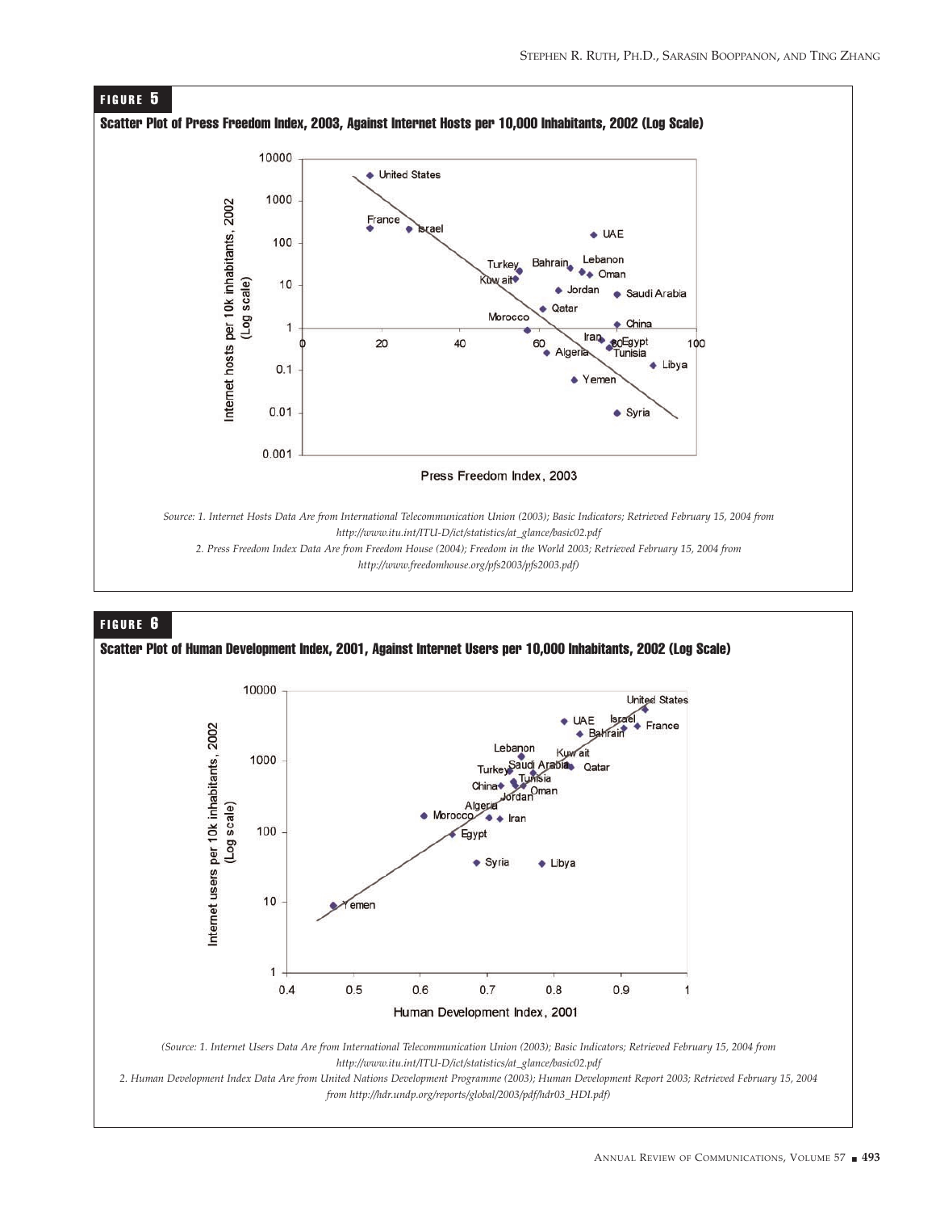**FIGURE 5**

**Scatter Plot of Press Freedom Index, 2003, Against Internet Hosts per 10,000 Inhabitants, 2002 (Log Scale)**

*Source: 1. Internet Hosts Data Are from International Telecommunication Union (2003); Basic Indicators; Retrieved February 15, 2004 from http://www.itu.int/ITU-D/ict/statistics/at_glance/basic02.pdf*

*2. Press Freedom Index Data Are from Freedom House (2004); Freedom in the World 2003; Retrieved February 15, 2004 from http://www.freedomhouse.org/pfs2003/pfs2003.pdf)*

**FIGURE 6**

**Scatter Plot of Human Development Index, 2001, Against Internet Users per 10,000 Inhabitants, 2002 (Log Scale)**

*(Source: 1. Internet Users Data Are from International Telecommunication Union (2003); Basic Indicators; Retrieved February 15, 2004 from http://www.itu.int/ITU-D/ict/statistics/at_glance/basic02.pdf*

*2. Human Development Index Data Are from United Nations Development Programme (2003); Human Development Report 2003; Retrieved February 15, 2004 from http://hdr.undp.org/reports/global/2003/pdf/hdr03_HDI.pdf)*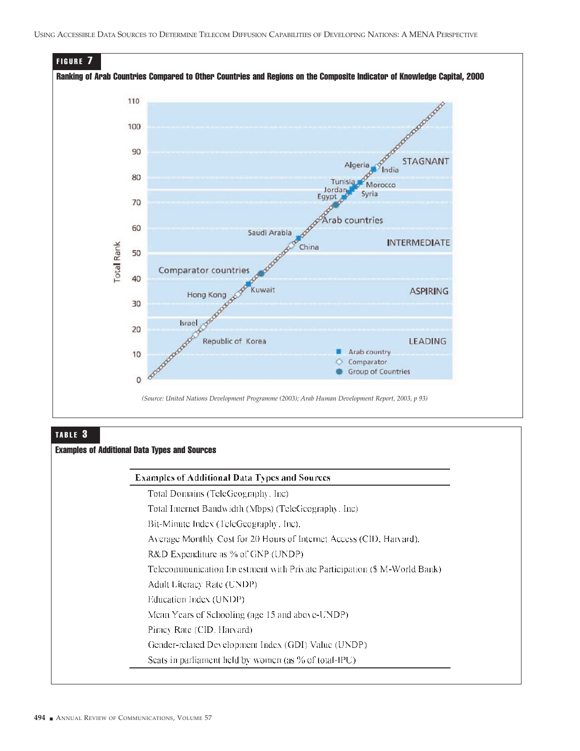**FIGURE 7**

**Ranking of Arab Countries Compared to Other Countries and Regions on the Composite Indicator of Knowledge Capital, 2000**

*(Source: United Nations Development Programme (2003); Arab Human Development Report, 2003, p 93)*

**TABLE 3**

**Examples of Additional Data Types and Sources**

| Examples of Additional Data Types and Sources |
|---|
| Total Domains (TeleGeography, Inc) |
| Total Internet Bandwidth (Mbps) (TeleGeography, Inc) |
| Bit-Minute Index (TeleGeography, Inc). |
| Average Monthly Cost for 20 Hours of Internet Access (CID, Harvard). |
| R&D Expenditure as % of GNP (UNDP) |
| Telecommunication Investment with Private Participation ($ M-World Bank) |
| Adult Literacy Rate (UNDP) |
| Education Index (UNDP) |
| Mean Years of Schooling (age 15 and above-UNDP) |
| Piracy Rate (CID, Harvard) |
| Gender-related Development Index (GDI) Value (UNDP) |
| Seats in parliament held by women (as % of total-IPU) |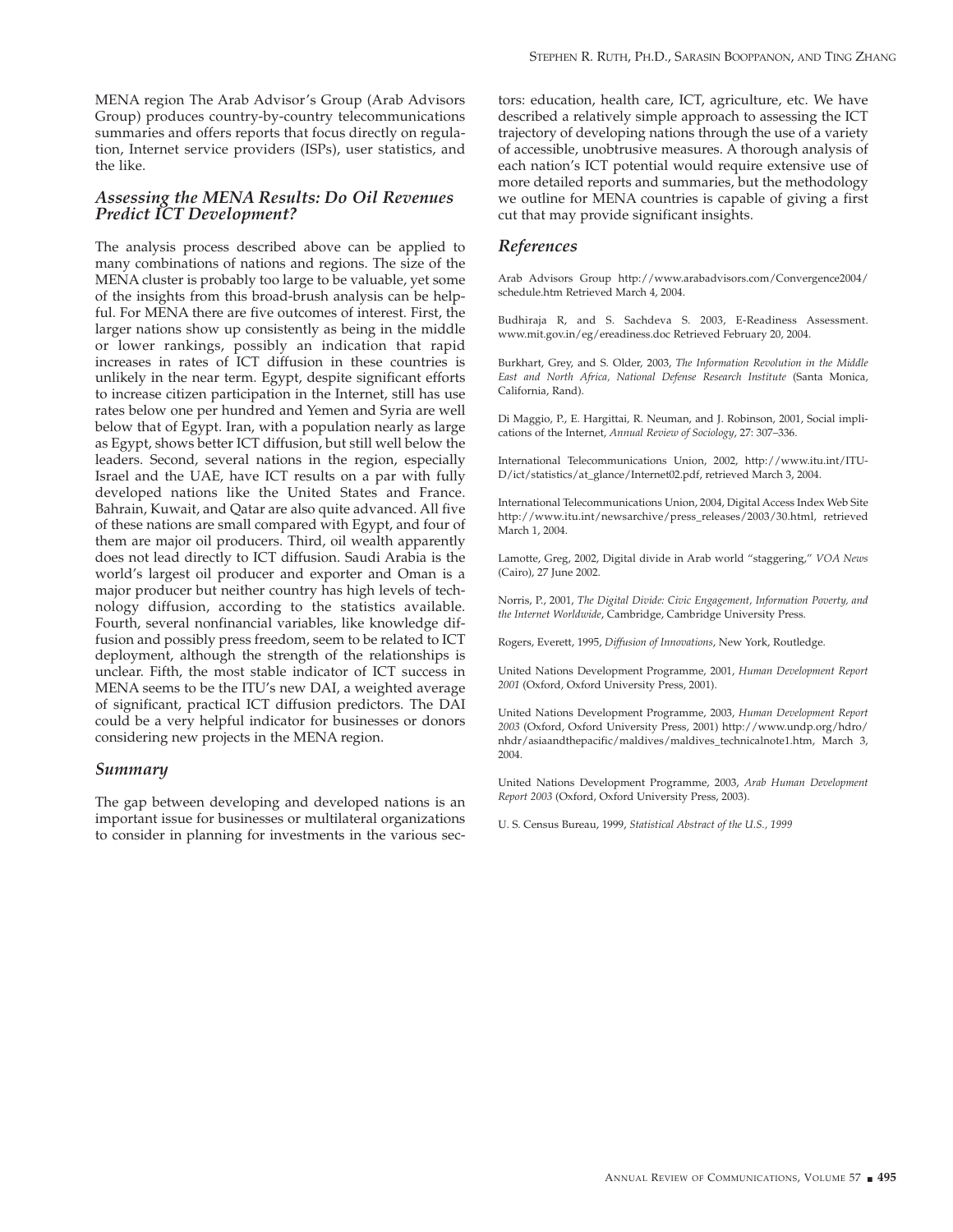MENA region The Arab Advisor's Group (Arab Advisors Group) produces country-by-country telecommunications summaries and offers reports that focus directly on regulation, Internet service providers (ISPs), user statistics, and the like.

### *Assessing the MENA Results: Do Oil Revenues Predict ICT Development?*

The analysis process described above can be applied to many combinations of nations and regions. The size of the MENA cluster is probably too large to be valuable, yet some of the insights from this broad-brush analysis can be helpful. For MENA there are five outcomes of interest. First, the larger nations show up consistently as being in the middle or lower rankings, possibly an indication that rapid increases in rates of ICT diffusion in these countries is unlikely in the near term. Egypt, despite significant efforts to increase citizen participation in the Internet, still has use rates below one per hundred and Yemen and Syria are well below that of Egypt. Iran, with a population nearly as large as Egypt, shows better ICT diffusion, but still well below the leaders. Second, several nations in the region, especially Israel and the UAE, have ICT results on a par with fully developed nations like the United States and France. Bahrain, Kuwait, and Qatar are also quite advanced. All five of these nations are small compared with Egypt, and four of them are major oil producers. Third, oil wealth apparently does not lead directly to ICT diffusion. Saudi Arabia is the world's largest oil producer and exporter and Oman is a major producer but neither country has high levels of technology diffusion, according to the statistics available. Fourth, several nonfinancial variables, like knowledge diffusion and possibly press freedom, seem to be related to ICT deployment, although the strength of the relationships is unclear. Fifth, the most stable indicator of ICT success in MENA seems to be the ITU's new DAI, a weighted average of significant, practical ICT diffusion predictors. The DAI could be a very helpful indicator for businesses or donors considering new projects in the MENA region.

### *Summary*

The gap between developing and developed nations is an important issue for businesses or multilateral organizations to consider in planning for investments in the various sectors: education, health care, ICT, agriculture, etc. We have described a relatively simple approach to assessing the ICT trajectory of developing nations through the use of a variety of accessible, unobtrusive measures. A thorough analysis of each nation's ICT potential would require extensive use of more detailed reports and summaries, but the methodology we outline for MENA countries is capable of giving a first cut that may provide significant insights.

### *References*

Arab Advisors Group http://www.arabadvisors.com/Convergence2004/schedule.htm Retrieved March 4, 2004.

Budhiraja R, and S. Sachdeva S. 2003, E-Readiness Assessment. www.mit.gov.in/eg/ereadiness.doc Retrieved February 20, 2004.

Burkhart, Grey, and S. Older, 2003, *The Information Revolution in the Middle East and North Africa, National Defense Research Institute* (Santa Monica, California, Rand).

Di Maggio, P., E. Hargittai, R. Neuman, and J. Robinson, 2001, Social implications of the Internet, *Annual Review of Sociology*, 27: 307–336.

International Telecommunications Union, 2002, http://www.itu.int/ITU-D/ict/statistics/at_glance/Internet02.pdf, retrieved March 3, 2004.

International Telecommunications Union, 2004, Digital Access Index Web Site http://www.itu.int/newsarchive/press_releases/2003/30.html, retrieved March 1, 2004.

Lamotte, Greg, 2002, Digital divide in Arab world "staggering," *VOA News* (Cairo), 27 June 2002.

Norris, P., 2001, *The Digital Divide: Civic Engagement, Information Poverty, and the Internet Worldwide*, Cambridge, Cambridge University Press.

Rogers, Everett, 1995, *Diffusion of Innovations*, New York, Routledge.

United Nations Development Programme, 2001, *Human Development Report 2001* (Oxford, Oxford University Press, 2001).

United Nations Development Programme, 2003, *Human Development Report 2003* (Oxford, Oxford University Press, 2001) http://www.undp.org/hdro/nhdr/asiaandthepacific/maldives/maldives_technicalnote1.htm, March 3, 2004.

United Nations Development Programme, 2003, *Arab Human Development Report 2003* (Oxford, Oxford University Press, 2003).

U. S. Census Bureau, 1999, *Statistical Abstract of the U.S., 1999*